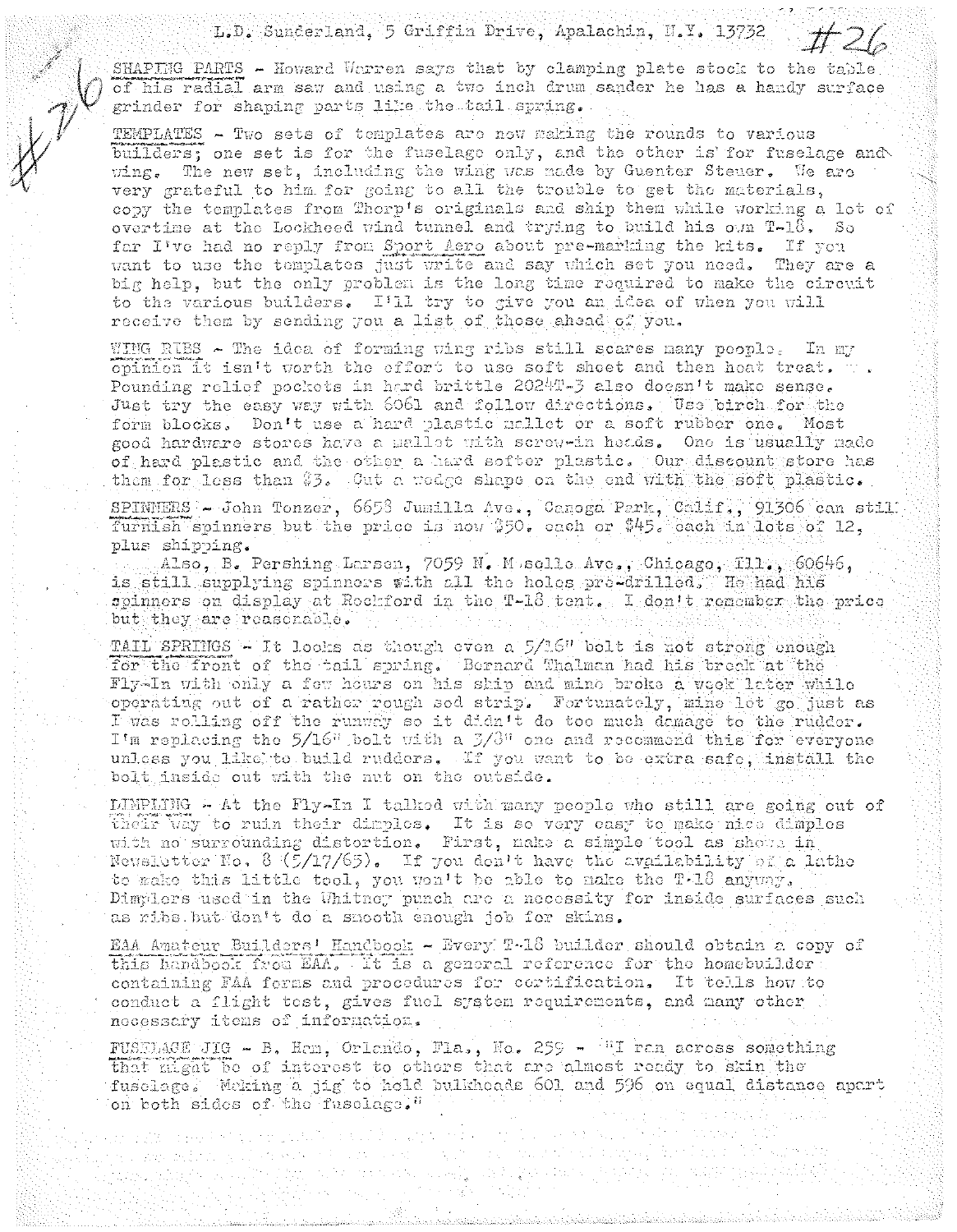L.D. Sunderland, 5 Griffin Drive, Apalachin, N.Y. 13732

#26

SHAPING PARTS - Howard Warren says that by clamping plate stock to the table of his radial arm saw and using a two inch drum sander he has a handy surface grinder for shaping parts like the tail spring.

TEMPLATES - Two sets of templates are now making the rounds to various builders; one set is for the fuselage only, and the other is for fuselage and wing. The new set, including the wing was made by Guenter Steuer. We are very grateful to him for going to all the trouble to get the materials, copy the templates from Thorp's originals and ship them while working a lot of overtime at the Lockheed wind tunnel and trying to build his own T-18. So far I've had no reply from Sport Aero about pre-marking the kits. If you want to use the templates just write and say which set you need. They are a big help, but the only problem is the long time required to make the circuit to the various builders. I'll try to give you an idea of when you will receive them by sending you a list of those ahead of you.

WING RIBS - The idea of forming wing ribs still scares many people. In my opinion it isn't worth the effort to use soft sheet and then heat treat. Pounding relief pockets in hard brittle 2024T-3 also doesn't make sense. Just try the easy way with 6061 and follow directions. Use birch for the form blocks. Don't use a hard plastic mallet or a soft rubber one. Most good hardware stores have a mallet with screw-in heads. One is usually made of hard plastic and the other a hard softer plastic. Our discount store has them for less than $3. Cut a wedge shape on the end with the soft plastic.

SPINNERS - John Tonzer, 6658 Jumilla Ave., Canoga Park, Calif., 91306 can still furnish spinners but the price is now $50. each or $45. each in lots of 12, plus shipping.

Also, B. Pershing Larsen, 7059 N. Moselle Ave., Chicago, Ill., 60646, is still supplying spinners with all the holes pre-drilled. He had his spinners on display at Rockford in the T-18 tent. I don't remember the price but they are reasonable.

TAIL SPRINGS - It looks as though even a 5/16" bolt is not strong enough for the front of the tail spring. Bernard Thalman had his break at the Fly-In with only a few hours on his ship and mine broke a week later while operating out of a rather rough sod strip. Fortunately, mine let go just as I was rolling off the runway so it didn't do too much damage to the rudder. I'm replacing the 5/16" bolt with a 3/8" one and recommend this for everyone unless you like to build rudders. If you want to be extra safe, install the bolt inside out with the nut on the outside.

DIMPLING - At the Fly-In I talked with many people who still are going out of their way to ruin their dimples. It is so very easy to make nice dimples with no surrounding distortion. First, make a simple tool as shown in Newsletter No. 8 (5/17/65). If you don't have the availability of a lathe to make this little tool, you won't be able to make the T-18 anyway. Dimplers used in the Whitney punch are a necessity for inside surfaces such as ribs but don't do a smooth enough job for skins.

EAA Amateur Builders' Handbook - Every T-18 builder should obtain a copy of this handbook from EAA. It is a general reference for the homebuilder containing FAA forms and procedures for certification. It tells how to conduct a flight test, gives fuel system requirements, and many other necessary items of information.

FUSELAGE JIG - B. Ham, Orlando, Fla., No. 259 - "I ran across something that might be of interest to others that are almost ready to skin the fuselage. Making a jig to hold bulkheads 601 and 596 on equal distance apart on both sides of the fuselage."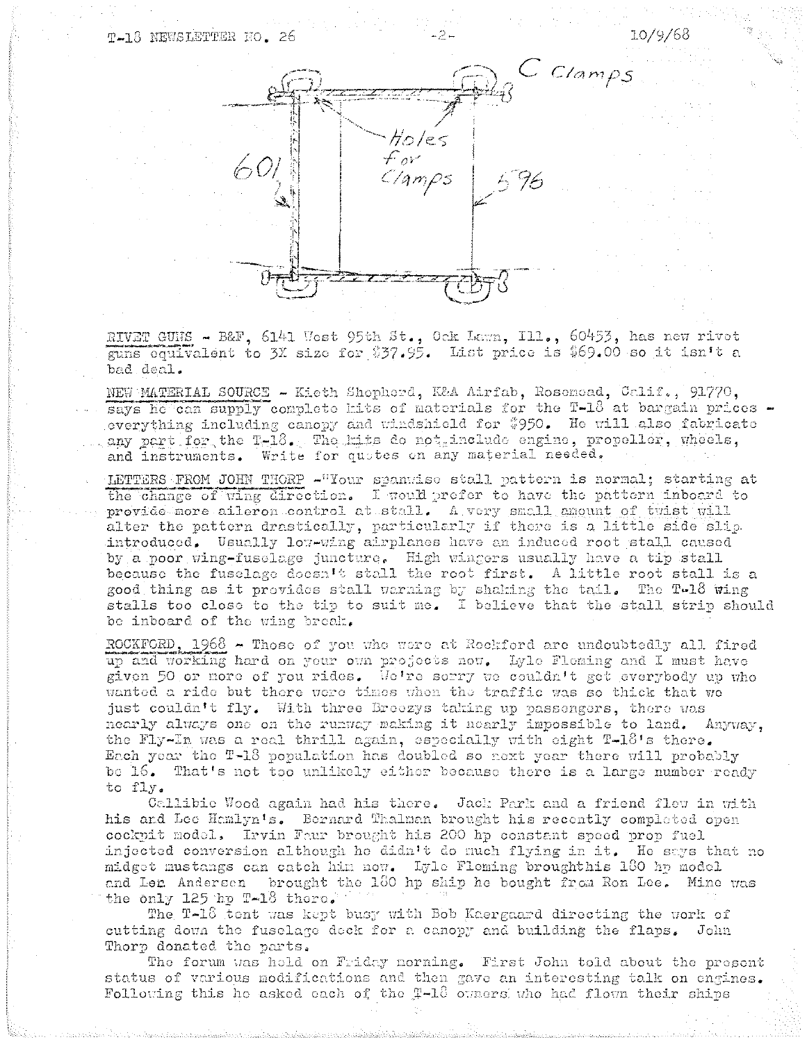C Clamps

Holes for Clamps

601

596

RIVET GUNS - B&F, 6141 West 95th St., Oak Lawn, Ill., 60453, has new rivet guns equivalent to 3X size for $37.95. List price is $69.00 so it isn't a bad deal.

NEW MATERIAL SOURCE - Kieth Shepherd, K&A Airfab, Rosemead, Calif., 91770, says he can supply complete kits of materials for the T-18 at bargain prices - everything including canopy and windshield for $950. He will also fabricate any part for the T-18. The kits do not include engine, propeller, wheels, and instruments. Write for quotes on any material needed.

LETTERS FROM JOHN THORP - "Your spanwise stall pattern is normal; starting at the change of wing direction. I would prefer to have the pattern inboard to provide more aileron control at stall. A very small amount of twist will alter the pattern drastically, particularly if there is a little side slip introduced. Usually low-wing airplanes have an induced root stall caused by a poor wing-fuselage juncture. High wingers usually have a tip stall because the fuselage doesn't stall the root first. A little root stall is a good thing as it provides stall warning by shaking the tail. The T-18 wing stalls too close to the tip to suit me. I believe that the stall strip should be inboard of the wing break.

ROCKFORD, 1968 - Those of you who were at Rockford are undoubtedly all fired up and working hard on your own projects now. Lyle Fleming and I must have given 50 or more of you rides. We're sorry we couldn't get everybody up who wanted a ride but there were times when the traffic was so thick that we just couldn't fly. With three Breezys taking up passengers, there was nearly always one on the runway making it nearly impossible to land. Anyway, the Fly-In was a real thrill again, especially with eight T-18's there. Each year the T-18 population has doubled so next year there will probably be 16. That's not too unlikely either because there is a large number ready to fly.

Callibie Wood again had his there. Jack Park and a friend flew in with his and Lee Hamlyn's. Bernard Thalman brought his recently completed open cockpit model. Irvin Faur brought his 200 hp constant speed prop fuel injected conversion although he didn't do much flying in it. He says that no midget mustangs can catch him now. Lyle Fleming broughthis 180 hp model and Len Andersen brought the 180 hp ship he bought from Ron Lee. Mine was the only 125 hp T-18 there.

The T-18 tent was kept busy with Bob Kaergaard directing the work of cutting down the fuselage deck for a canopy and building the flaps. John Thorp donated the parts.

The forum was held on Friday morning. First John told about the present status of various modifications and then gave an interesting talk on engines. Following this he asked each of the T-18 owners who had flown their ships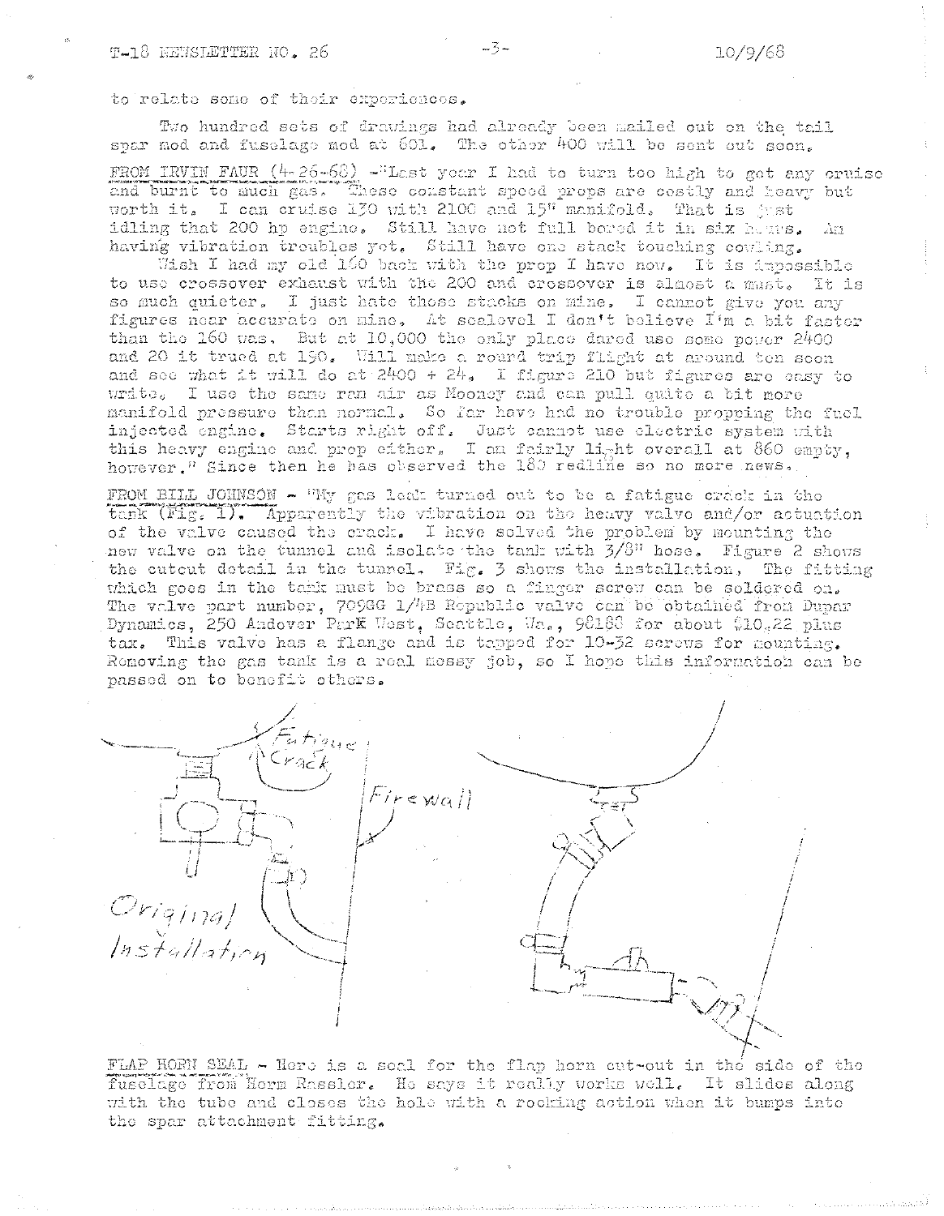to relate some of their experiences.

Two hundred sets of drawings had already been mailed out on the tail spar mod and fuselage mod at 601. The other 400 will be sent out soon.

FROM IRVIN FAUR (4-26-68) -"Last year I had to turn too high to get any cruise and burnt to much gas. These constant speed props are costly and heavy but worth it. I can cruise 130 with 2100 and 15" manifold. That is just idling that 200 hp engine. Still have not full bored it in six hours. Am having vibration troubles yet. Still have one stack touching cowling.

Wish I had my old 160 back with the prop I have now. It is impossible to use crossover exhaust with the 200 and crossover is almost a must. It is so much quieter. I just hate those stacks on mine. I cannot give you any figures near accurate on mine. At sealevel I don't believe I'm a bit faster than the 160 was. But at 10,000 the only place dared use some power 2400 and 20 it trued at 190. Will make a round trip flight at around ten soon and see what it will do at 2400 + 24. I figure 210 but figures are easy to write. I use the same ram air as Mooney and can pull quite a bit more manifold pressure than normal. So far have had no trouble propping the fuel injected engine. Starts right off. Just cannot use electric system with this heavy engine and prop either. I am fairly light overall at 860 empty, however." Since then he has observed the 180 redline so no more news.

FROM BILL JOHNSON - "My gas leak turned out to be a fatigue crack in the tank (Fig. 1). Apparently the vibration on the heavy valve and/or actuation of the valve caused the crack. I have solved the problem by mounting the new valve on the tunnel and isolate the tank with 3/8" hose. Figure 2 shows the cutout detail in the tunnel. Fig. 3 shows the installation. The fitting which goes in the tank must be brass so a finger screw can be soldered on. The valve part number, 709GG 1/4B Republic valve can be obtained from Dupar Dynamics, 250 Andover Park West, Seattle, Wa., 98188 for about $10.22 plus tax. This valve has a flange and is tapped for 10-32 screws for mounting. Removing the gas tank is a real messy job, so I hope this information can be passed on to benefit others.

Fatigue Crack

Firewall

Original Installation

FLAP HORN SEAL - Here is a seal for the flap horn cut-out in the side of the fuselage from Herm Rassler. He says it really works well. It slides along with the tube and closes the hole with a rocking action when it bumps into the spar attachment fitting.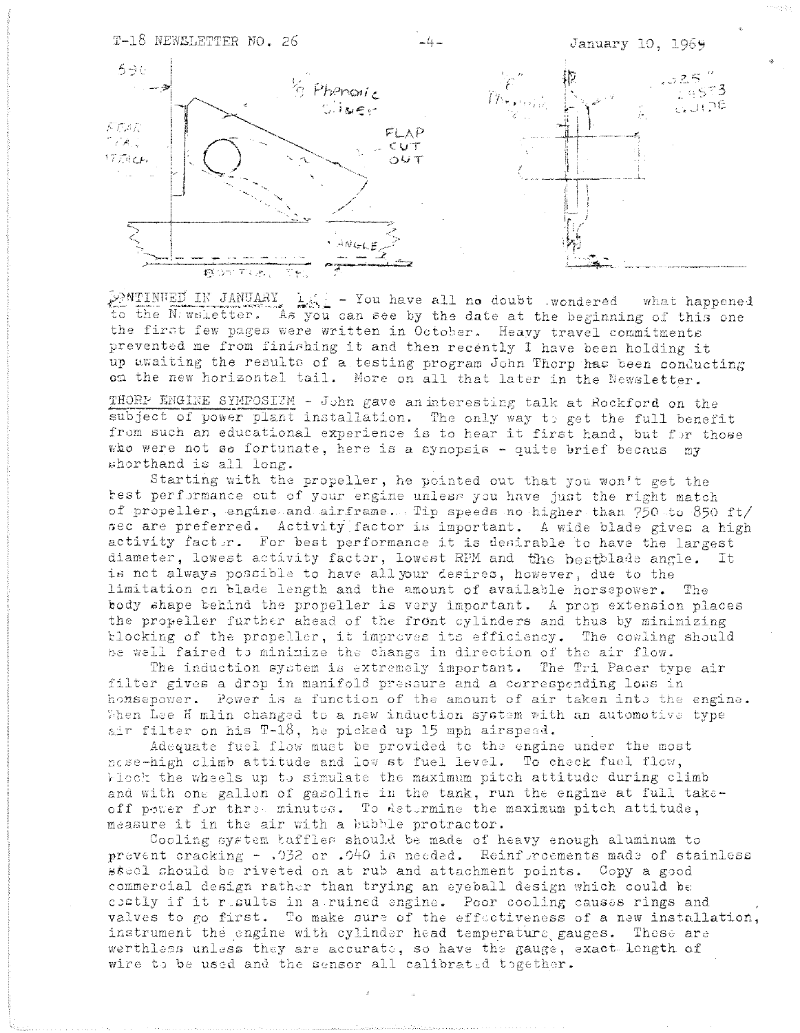CONTINUED IN JANUARY 1969 - You have all no doubt wondered what happened to the Newsletter. As you can see by the date at the beginning of this one the first few pages were written in October. Heavy travel commitments prevented me from finishing it and then recently I have been holding it up awaiting the results of a testing program John Thorp has been conducting on the new horizontal tail. More on all that later in the Newsletter.

THORP ENGINE SYMPOSIUM - John gave an interesting talk at Rockford on the subject of power plant installation. The only way to get the full benefit from such an educational experience is to hear it first hand, but for those who were not so fortunate, here is a synopsis - quite brief becaus my shorthand is all long.

Starting with the propeller, he pointed out that you won't get the best performance out of your engine unless you have just the right match of propeller, engine and airframe. Tip speeds no higher than 750 to 850 ft/sec are preferred. Activity factor is important. A wide blade gives a high activity factor. For best performance it is desirable to have the largest diameter, lowest activity factor, lowest RPM and the best blade angle. It is not always possible to have all your desires, however, due to the limitation on blade length and the amount of available horsepower. The body shape behind the propeller is very important. A prop extension places the propeller further ahead of the front cylinders and thus by minimizing blocking of the propeller, it improves its efficiency. The cowling should be well faired to minimize the change in direction of the air flow.

The induction system is extremely important. The Tri Pacer type air filter gives a drop in manifold pressure and a corresponding loss in horsepower. Power is a function of the amount of air taken into the engine. When Lee Hamlin changed to a new induction system with an automotive type air filter on his T-18, he picked up 15 mph airspeed.

Adequate fuel flow must be provided to the engine under the most nose-high climb attitude and lowest fuel level. To check fuel flow, block the wheels up to simulate the maximum pitch attitude during climb and with one gallon of gasoline in the tank, run the engine at full take-off power for three minutes. To determine the maximum pitch attitude, measure it in the air with a bubble protractor.

Cooling system baffles should be made of heavy enough aluminum to prevent cracking - .032 or .040 is needed. Reinforcements made of stainless steel should be riveted on at rub and attachment points. Copy a good commercial design rather than trying an eyeball design which could be costly if it results in a ruined engine. Poor cooling causes rings and valves to go first. To make sure of the effectiveness of a new installation, instrument the engine with cylinder head temperature gauges. These are worthless unless they are accurate, so have the gauge, exact length of wire to be used and the sensor all calibrated together.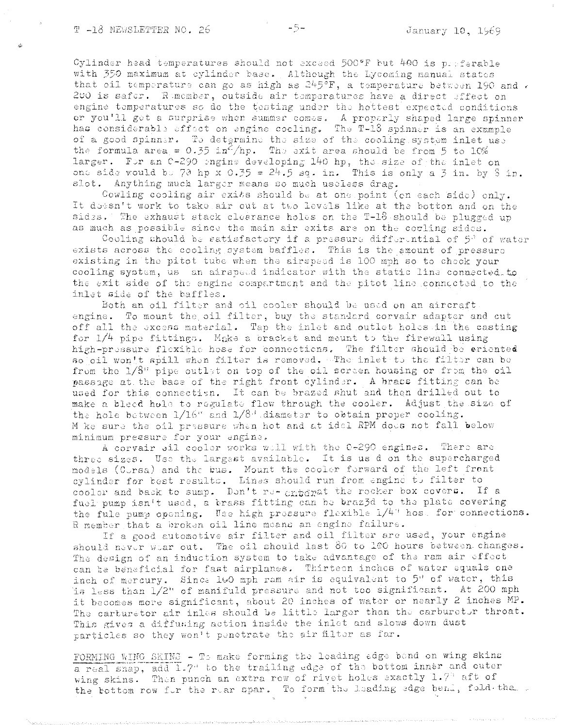Cylinder head temperatures should not exceed 500°F but 400 is preferable with 350 maximum at cylinder base. Although the Lycoming manual states that oil temperature can go as high as 245°F, a temperature between 190 and 200 is safer. Remember, outside air temperatures have a direct effect on engine temperatures so do the testing under the hottest expected conditions or you'll get a surprise when summer comes. A properly shaped large spinner has considerable effect on engine cooling. The T-18 spinner is an example of a good spinner. To determine the size of the cooling system inlet use the formula area = 0.35 in$^2$/hp. The exit area should be from 5 to 10% larger. For an O-290 engine developing 140 hp, the size of the inlet on one side would be 70 hp x 0.35 = 24.5 sq. in. This is only a 3 in. by 8 in. slot. Anything much larger means so much useless drag.

Cowling cooling air exits should be at one point (on each side) only. It doesn't work to take air out at two levels like at the bottom and on the sides. The exhaust stack clearance holes on the T-18 should be plugged up as much as possible since the main air exits are on the cowling sides.

Cooling should be satisfactory if a pressure differential of 5" of water exists across the cooling system baffles. This is the amount of pressure existing in the pitot tube when the airspeed is 100 mph so to check your cooling system, use an airspeed indicator with the static line connected to the exit side of the engine compartment and the pitot line connected to the inlet side of the baffles.

Both an oil filter and oil cooler should be used on an aircraft engine. To mount the oil filter, buy the standard corvair adapter and cut off all the excess material. Tap the inlet and outlet holes in the casting for 1/4 pipe fittings. Make a bracket and mount to the firewall using high-pressure flexible hose for connections. The filter should be oriented so oil won't spill when filter is removed. The inlet to the filter can be from the 1/8" pipe outlet on top of the oil screen housing or from the oil passage at the base of the right front cylinder. A brass fitting can be used for this connection. It can be brazed shut and then drilled out to make a bleed hole to regulate flow through the cooler. Adjust the size of the hole between 1/16" and 1/8" diameter to obtain proper cooling. Make sure the oil pressure when hot and at idel RPM does not fall below minimum pressure for your engine.

A corvair oil cooler works well with the O-290 engines. There are three sizes. Use the largest available. It is used on the supercharged models (Corsa) and the bus. Mount the cooler forward of the left front cylinder for best results. Lines should run from engine to filter to cooler and back to sump. Don't re-enter at the rocker box covers. If a fuel pump isn't used, a brass fitting can be brazed to the plate covering the fule pump opening. Use high pressure flexible 1/4" hose for connections. Remember that a broken oil line means an engine failure.

If a good automotive air filter and oil filter are used, your engine should never wear out. The oil should last 80 to 100 hours between changes. The design of an induction system to take advantage of the ram air effect can be beneficial for fast airplanes. Thirteen inches of water equals one inch of mercury. Since 100 mph ram air is equivalent to 5" of water, this is less than 1/2" of manifuld pressure and not too significant. At 200 mph it becomes more significant, about 20 inches of water or nearly 2 inches MP. The carburetor air inlet should be little larger than the carburetor throat. This gives a diffusing action inside the inlet and slows down dust particles so they won't penetrate the air filter as far.

FORMING WING SKINS - To make forming the leading edge bend on wing skins a real snap, add 1.7" to the trailing edge of the bottom inner and outer wing skins. Then punch an extra row of rivet holes exactly 1.7" aft of the bottom row for the rear spar. To form the leading edge bend, fold the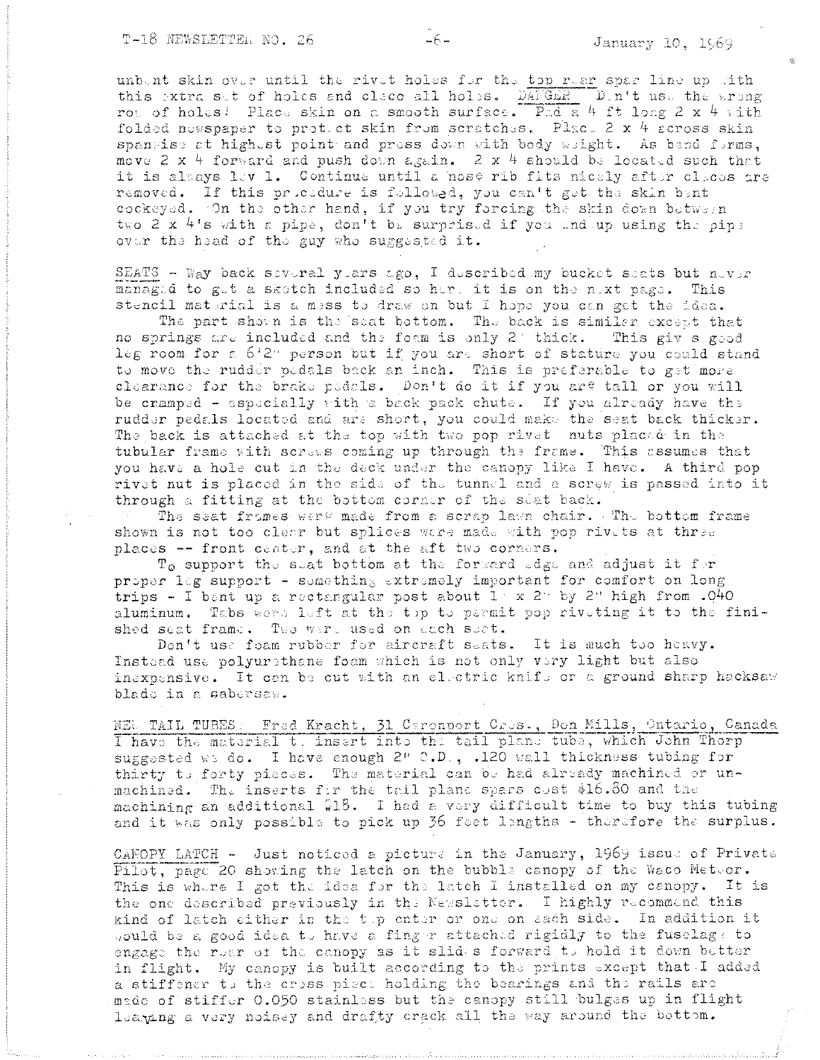unbent skin over until the rivet holes for the top rear spar line up with this extra set of holes and cleco all holes. DANGER Don't use the wrong row of holes! Place skin on a smooth surface. Pad a 4 ft long 2 x 4 with folded newspaper to protect skin from scratches. Place 2 x 4 across skin spanwise at highest point and press down with body weight. As bend forms, move 2 x 4 forward and push down again. 2 x 4 should be located such that it is always level. Continue until a nose rib fits nicely after clecos are removed. If this procedure is followed, you can't get the skin bent cockeyed. On the other hand, if you try forcing the skin down between two 2 x 4's with a pipe, don't be surprised if you end up using the pipe over the head of the guy who suggested it.

SEATS - Way back several years ago, I described my bucket seats but never managed to get a sketch included so here it is on the next page. This stencil material is a mess to draw on but I hope you can get the idea.

The part shown is the seat bottom. The back is similar except that no springs are included and the foam is only 2" thick. This gives good leg room for a 6'2" person but if you are short of stature you could stand to move the rudder pedals back an inch. This is preferable to get more clearance for the brake pedals. Don't do it if you are tall or you will be cramped - especially with a back pack chute. If you already have the rudder pedals located and are short, you could make the seat back thicker. The back is attached at the top with two pop rivet nuts placed in the tubular frame with screws coming up through the frame. This assumes that you have a hole cut in the deck under the canopy like I have. A third pop rivet nut is placed in the side of the tunnel and a screw is passed into it through a fitting at the bottom corner of the seat back.

The seat frames were made from a scrap lawn chair. The bottom frame shown is not too clear but splices were made with pop rivets at three places -- front center, and at the aft two corners.

To support the seat bottom at the forward edge and adjust it for proper leg support - something extremely important for comfort on long trips - I bent up a rectangular post about 1" x 2" by 2" high from .040 aluminum. Tabs were left at the top to permit pop riveting it to the finished seat frame. Two were used on each seat.

Don't use foam rubber for aircraft seats. It is much too heavy. Instead use polyurethane foam which is not only very light but also inexpensive. It can be cut with an electric knife or a ground sharp hacksaw blade in a sabersaw.

NEW TAIL TUBES: Fred Kracht, 31 Caronport Cres., Don Mills, Ontario, Canada
I have the material to insert into the tail plane tube, which John Thorp suggested we do. I have enough 2" O.D., .120 wall thickness tubing for thirty to forty pieces. The material can be had already machined or unmachined. The inserts for the tail plane spars cost $16.80 and the machining an additional $18. I had a very difficult time to buy this tubing and it was only possible to pick up 36 feet lengths - therefore the surplus.

CANOPY LATCH - Just noticed a picture in the January, 1969 issue of Private Pilot, page 20 showing the latch on the bubble canopy of the Waco Meteor. This is where I got the idea for the latch I installed on my canopy. It is the one described previously in the Newsletter. I highly recommend this kind of latch either in the top center or one on each side. In addition it would be a good idea to have a finger attached rigidly to the fuselage to engage the rear of the canopy as it slides forward to hold it down better in flight. My canopy is built according to the prints except that I added a stiffener to the cross piece holding the bearings and the rails are made of stiffer 0.050 stainless but the canopy still bulges up in flight leaving a very noisey and drafty crack all the way around the bottom.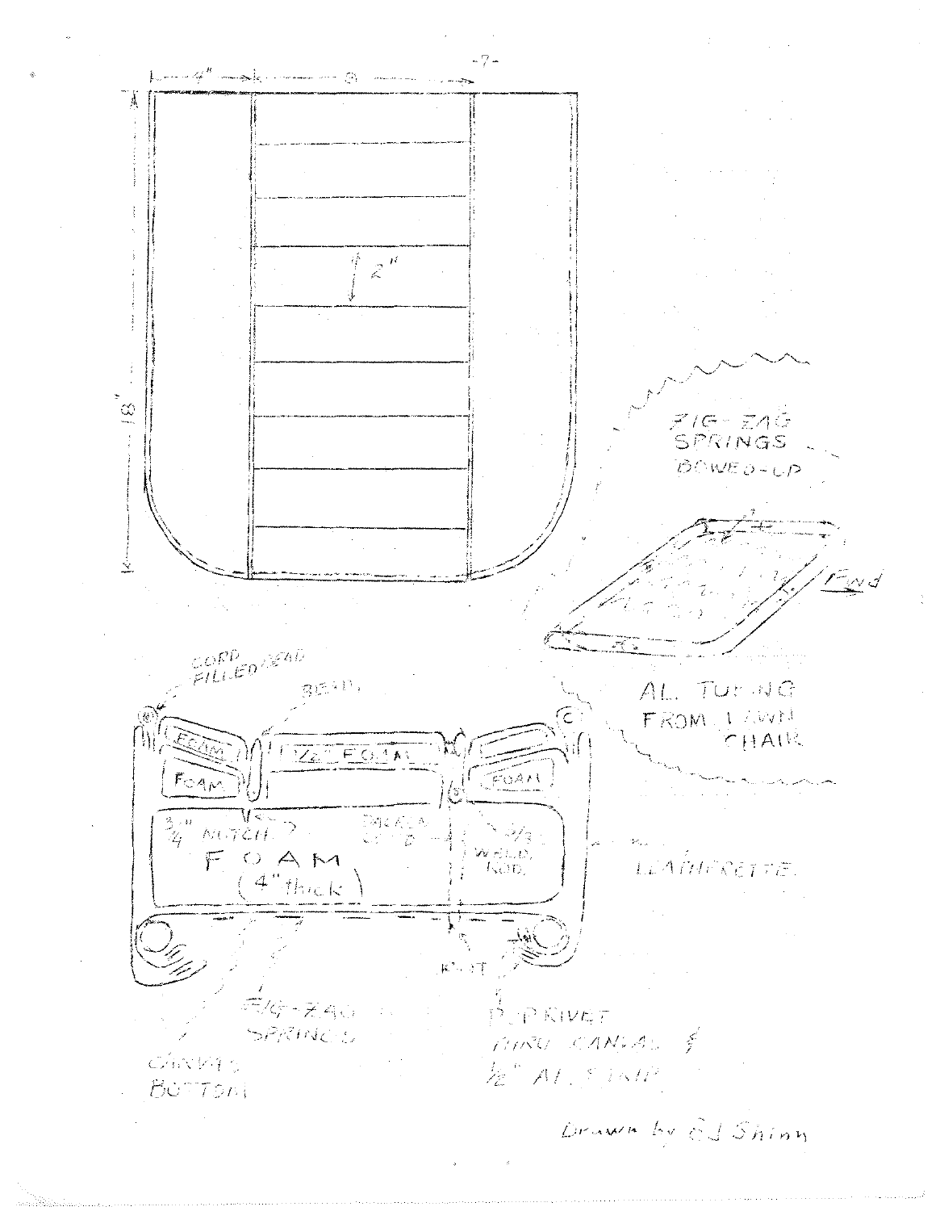4" | 8 |

18"

2"

ZIG-ZAG SPRINGS BOWED-UP

End

AL. TUBING FROM LAWN CHAIR

CORD FILLED BEAD

BEAD

FOAM

FOAM

1/2" FOAM

FOAM

3/4" NOTCH

FOAM (4" thick)

3/8 WELD ROD

LEATHERETTE

RIVET

ZIG-ZAG SPRINGS

CANVAS BOTTOM

POP RIVET THRU CANVAS & 1/2" AL. STRIP

Drawn by E J Shinn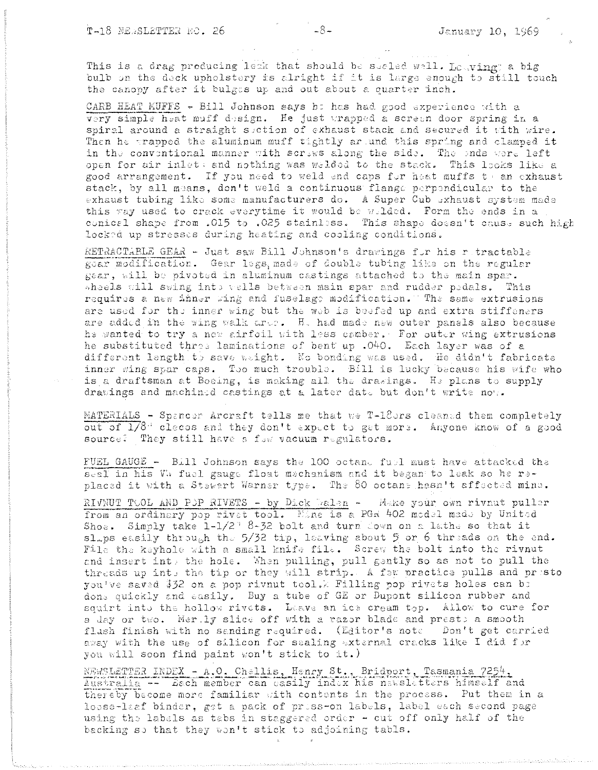This is a drag producing leak that should be sealed well. Leaving a big bulb on the deck upholstery is alright if it is large enough to still touch the canopy after it bulges up and out about a quarter inch.

CARB HEAT MUFFS - Bill Johnson says he has had good experience with a very simple heat muff design. He just wrapped a screen door spring in a spiral around a straight section of exhaust stack and secured it with wire. Then he wrapped the aluminum muff tightly around this spring and clamped it in the conventional manner with screws along the side. The ends were left open for air inlet and nothing was welded to the stack. This looks like a good arrangement. If you need to weld end caps for heat muffs to an exhaust stack, by all means, don't weld a continuous flange perpendicular to the exhaust tubing like some manufacturers do. A Super Cub exhaust system made this way used to crack everytime it would be welded. Form the ends in a conical shape from .015 to .025 stainless. This shape doesn't cause such high locked up stresses during heating and cooling conditions.

RETRACTABLE GEAR - Just saw Bill Johnson's drawings for his retractable gear modification. Gear legs, made of double tubing like on the regular gear, will be pivoted in aluminum castings attached to the main spar. Wheels will swing into wells between main spar and rudder pedals. This requires a new inner wing and fuselage modification. The same extrusions are used for the inner wing but the web is beefed up and extra stiffeners are added in the wing walk area. He had made new outer panels also because he wanted to try a new airfoil with less camber. For outer wing extrusions he substituted three laminations of bent up .040. Each layer was of a different length to save weight. No bonding was used. He didn't fabricate inner wing spar caps. Too much trouble. Bill is lucky because his wife who is a draftsman at Boeing, is making all the drawings. He plans to supply drawings and machined castings at a later date but don't write now.

MATERIALS - Spencer Arcraft tells me that we T-18ers cleaned them completely out of 1/8" clecos and they don't expect to get more. Anyone know of a good source? They still have a few vacuum regulators.

FUEL GAUGE - Bill Johnson says the 100 octane fuel must have attacked the seal in his VW fuel gauge float mechanism and it began to leak so he replaced it with a Stewart Warner type. The 80 octane hasn't affected mine.

RIVNUT TOOL AND POP RIVETS - by Dick Walen - Make your own rivnut puller from an ordinary pop rivet tool. Mine is a PGR 402 model made by United Shoe. Simply take 1-1/2" 8-32 bolt and turn down on a lathe so that it slips easily through the 5/32 tip, leaving about 5 or 6 threads on the end. File the keyhole with a small knife file. Screw the bolt into the rivnut and insert into the hole. When pulling, pull gently so as not to pull the threads up into the tip or they will strip. A few practice pulls and presto you've saved $32 on a pop rivnut tool. Filling pop rivets holes can be done quickly and easily. Buy a tube of GE or Dupont silicon rubber and squirt into the hollow rivets. Leave an ice cream top. Allow to cure for a day or two. Merely slice off with a razor blade and presto a smooth flush finish with no sanding required. (Editor's note Don't get carried away with the use of silicon for sealing external cracks like I did for you will soon find paint won't stick to it.)

NEWSLETTER INDEX - A.O. Challis, Henry St., Bridport, Tasmania 7254, Australia -- Each member can easily index his newsletters himself and thereby become more familiar with contents in the process. Put them in a loose-leaf binder, get a pack of press-on labels, label each second page using the labels as tabs in staggered order - cut off only half of the backing so that they won't stick to adjoining tabs.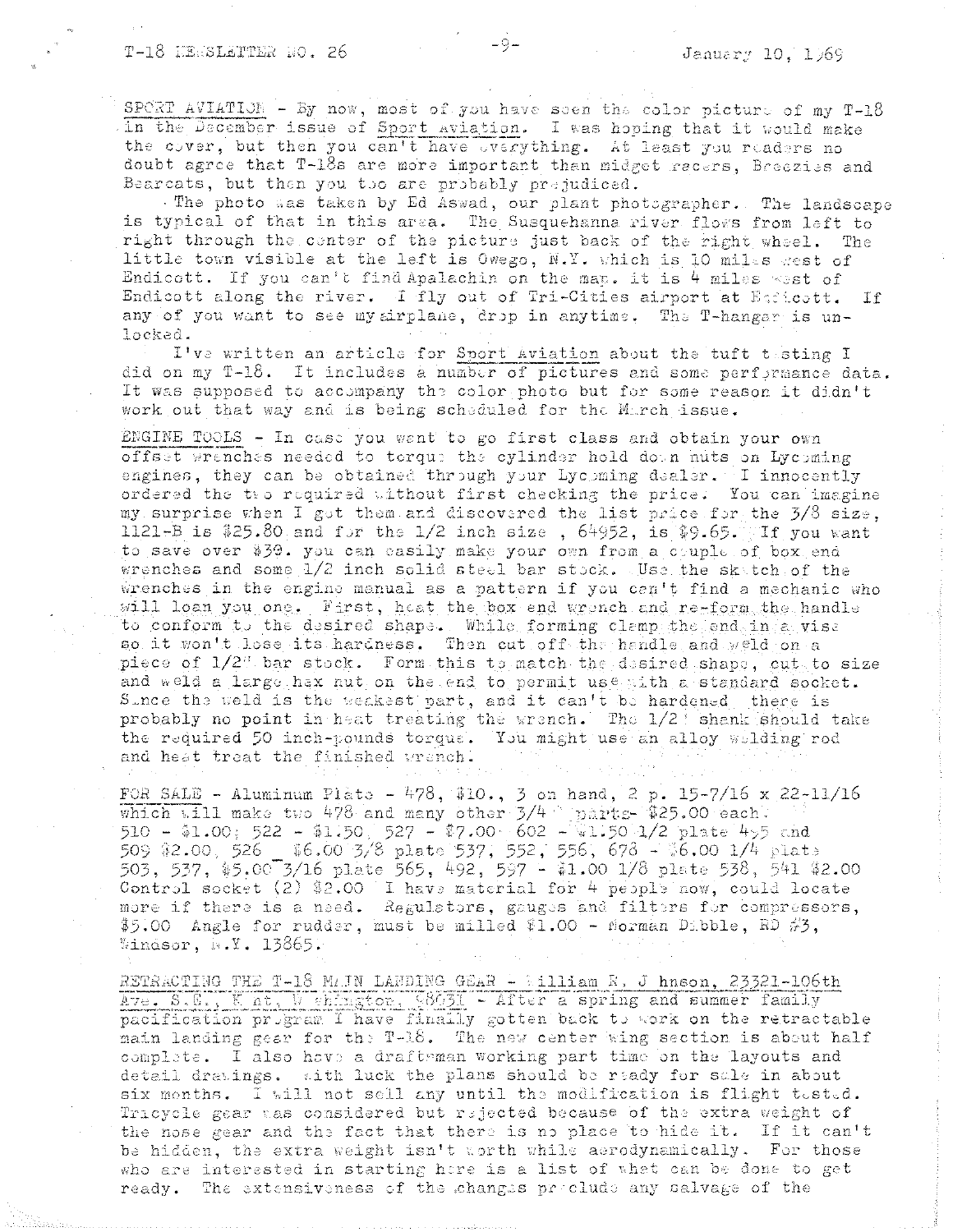SPORT AVIATION - By now, most of you have seen the color picture of my T-18 in the December issue of Sport Aviation. I was hoping that it would make the cover, but then you can't have everything. At least you readers no doubt agree that T-18s are more important than midget racers, Breezies and Bearcats, but then you too are probably prejudiced.

The photo was taken by Ed Aswad, our plant photographer. The landscape is typical of that in this area. The Susquehanna river flows from left to right through the center of the picture just back of the right wheel. The little town visible at the left is Owego, N.Y. which is 10 miles west of Endicott. If you can't find Apalachin on the map. it is 4 miles west of Endicott along the river. I fly out of Tri-Cities airport at Endicott. If any of you want to see my airplane, drop in anytime. The T-hangar is unlocked.

I've written an article for Sport Aviation about the tuft testing I did on my T-18. It includes a number of pictures and some performance data. It was supposed to accompany the color photo but for some reason it didn't work out that way and is being scheduled for the March issue.

ENGINE TOOLS - In case you want to go first class and obtain your own offset wrenches needed to torque the cylinder hold down nuts on Lycoming engines, they can be obtained through your Lycoming dealer. I innocently ordered the two required without first checking the price. You can imagine my surprise when I got them and discovered the list price for the 3/8 size, 1121-B is $25.80 and for the 1/2 inch size , 64952, is $9.65. If you want to save over $30. you can easily make your own from a couple of box end wrenches and some 1/2 inch solid steel bar stock. Use the sketch of the wrenches in the engine manual as a pattern if you can't find a mechanic who will loan you one. First, heat the box end wrench and re-form the handle to conform to the desired shape. While forming clamp the end in a vise so it won't lose its hardness. Then cut off the handle and weld on a piece of 1/2" bar stock. Form this to match the desired shape, cut to size and weld a large hex nut on the end to permit use with a standard socket. Since the weld is the weakest part, and it can't be hardened there is probably no point in heat treating the wrench. The 1/2" shank should take the required 50 inch-pounds torque. You might use an alloy welding rod and heat treat the finished wrench.

FOR SALE - Aluminum Plate - 478, $10., 3 on hand, 2 p. 15-7/16 x 22-11/16 which will make two 478 and many other 3/4" parts- $25.00 each. 510 - $1.00; 522 - $1.50, 527 - $7.00 602 - $1.50 1/2 plate 495 and 509 $2.00, 526 _ $6.00 3/8 plate 537, 552, 556, 678 - $6.00 1/4 plate 503, 537, $5.00 3/16 plate 565, 492, 597 - $1.00 1/8 plate 538, 541 $2.00 Control socket (2) $2.00 I have material for 4 people now, could locate more if there is a need. Regulators, gauges and filters for compressors, $5.00 Angle for rudder, must be milled $1.00 - Norman Dibble, RD #3, Windsor, N.Y. 13865.

RETRACTING THE T-18 MAIN LANDING GEAR - William R. Johnson, 23321-106th Ave. S.E., Kent, Washington, 98031 - After a spring and summer family pacification program I have finally gotten back to work on the retractable main landing gear for the T-18. The new center wing section is about half complete. I also have a draftsman working part time on the layouts and detail drawings. With luck the plans should be ready for sale in about six months. I will not sell any until the modification is flight tested. Tricycle gear was considered but rejected because of the extra weight of the nose gear and the fact that there is no place to hide it. If it can't be hidden, the extra weight isn't worth while aerodynamically. For those who are interested in starting here is a list of what can be done to get ready. The extensiveness of the changes preclude any salvage of the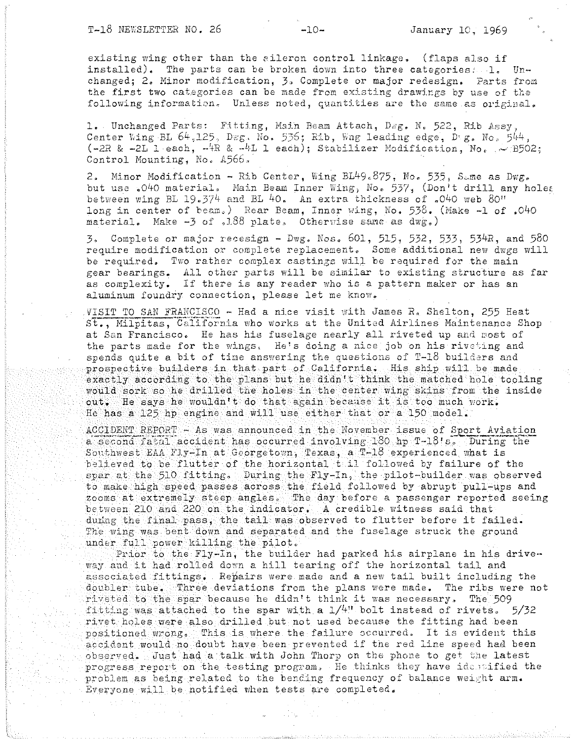existing wing other than the aileron control linkage. (flaps also if installed). The parts can be broken down into three categories: 1. Unchanged; 2. Minor modification, 3. Complete or major redesign. Parts from the first two categories can be made from existing drawings by use of the following information. Unless noted, quantities are the same as original.

1. Unchanged Parts: Fitting, Main Beam Attach, Dwg. N. 522, Rib Assy, Center Wing BL 64.125, Dwg. No. 536; Rib, Wng leading edge, Dwg. No. 544, (-2R & -2L 1 each, -4R & -4L 1 each); Stabilizer Modification, No. - B502; Control Mounting, No. A566.

2. Minor Modification - Rib Center, Wing BL49.875, No. 535, Same as Dwg. but use .040 material. Main Beam Inner Wing, No. 537, (Don't drill any holes between wing BL 19.374 and BL 40. An extra thickness of .040 web 80" long in center of beam.) Rear Beam, Inner wing, No. 538. (Make -1 of .040 material. Make -3 of .188 plate. Otherwise same as dwg.)

3. Complete or major redesign - Dwg. Nos. 601, 515, 532, 533, 534R, and 580 require modification or complete replacement. Some additional new dwgs will be required. Two rather complex castings will be required for the main gear bearings. All other parts will be similar to existing structure as far as complexity. If there is any reader who is a pattern maker or has an aluminum foundry connection, please let me know.

VISIT TO SAN FRANCISCO - Had a nice visit with James R. Shelton, 255 Heat St., Milpitas, California who works at the United Airlines Maintenance Shop at San Francisco. He has his fuselage nearly all riveted up and most of the parts made for the wings. He's doing a nice job on his riveting and spends quite a bit of time answering the questions of T-18 builders and prospective builders in that part of California. His ship will be made exactly according to the plans but he didn't think the matched hole tooling would work so he drilled the holes in the center wing skins from the inside out. He says he wouldn't do that again because it is too much work. He has a 125 hp engine and will use either that or a 150 model.

ACCIDENT REPORT - As was announced in the November issue of Sport Aviation a second fatal accident has occurred involving 180 hp T-18's. During the Southwest EAA Fly-In at Georgetown, Texas, a T-18 experienced what is believed to be flutter of the horizontal tail followed by failure of the spar at the 510 fitting. During the Fly-In, the pilot-builder was observed to make high speed passes across the field followed by abrupt pull-ups and zooms at extremely steep angles. The day before a passenger reported seeing between 210 and 220 on the indicator. A credible witness said that during the final pass, the tail was observed to flutter before it failed. The wing was bent down and separated and the fuselage struck the ground under full power killing the pilot.

Prior to the Fly-In, the builder had parked his airplane in his driveway and it had rolled down a hill tearing off the horizontal tail and associated fittings. Repairs were made and a new tail built including the doubler tube. Three deviations from the plans were made. The ribs were not riveted to the spar because he didn't think it was necessary. The 509 fitting was attached to the spar with a 1/4" bolt instead of rivets. 5/32 rivet holes were also drilled but not used because the fitting had been positioned wrong. This is where the failure occurred. It is evident this accident would no doubt have been prevented if the red line speed had been observed. Just had a talk with John Thorp on the phone to get the latest progress report on the testing program. He thinks they have identified the problem as being related to the bending frequency of balance weight arm. Everyone will be notified when tests are completed.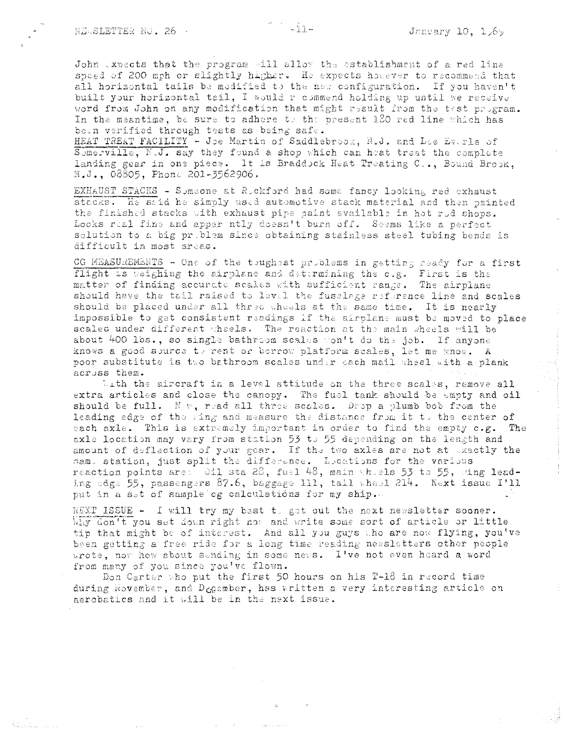John expects that the program will allow the establishment of a red line speed of 200 mph or slightly higher. He expects however to recommend that all horizontal tails be modified to the new configuration. If you haven't built your horizontal tail, I would recommend holding up until we receive word from John on any modification that might result from the test program. In the meantime, be sure to adhere to the present 180 red line which has been verified through tests as being safe.

HEAT TREAT FACILITY - Joe Martin of Saddlebrook, N.J. and Lee Everle of Somerville, N.J. say they found a shop which can heat treat the complete landing gear in one piece. It is Braddock Heat Treating Co., Bound Brook, N.J., 08805, Phone 201-3562906.

EXHAUST STACKS - Someone at Rockford had some fancy looking red exhaust stacks. He said he simply used automotive stack material and then painted the finished stacks with exhaust pipe paint available in hot rod shops. Looks real fine and apparently doesn't burn off. Seems like a perfect solution to a big problem since obtaining stainless steel tubing bends is difficult in most areas.

CG MEASUREMENTS - One of the toughest problems in getting ready for a first flight is weighing the airplane and determining the c.g. First is the matter of finding accurate scales with sufficient range. The airplane should have the tail raised to level the fuselage reference line and scales should be placed under all three wheels at the same time. It is nearly impossible to get consistent readings if the airplane must be moved to place scales under different wheels. The reaction at the main wheels will be about 400 lbs., so single bathroom scales won't do the job. If anyone knows a good source to rent or borrow platform scales, let me know. A poor substitute is two bathroom scales under each main wheel with a plank across them.

With the aircraft in a level attitude on the three scales, remove all extra articles and close the canopy. The fuel tank should be empty and oil should be full. Now, read all three scales. Drop a plumb bob from the leading edge of the wing and measure the distance from it to the center of each axle. This is extremely important in order to find the empty c.g. The axle location may vary from station 53 to 55 depending on the length and amount of deflection of your gear. If the two axles are not at exactly the same station, just split the difference. Locations for the various reaction points are: Oil sta 28, fuel 48, main wheels 53 to 55, wing leading edge 55, passengers 87.6, baggage 111, tail wheel 214. Next issue I'll put in a set of sample cg calculations for my ship.

NEXT ISSUE - I will try my best to get out the next newsletter sooner. Why don't you set down right now and write some sort of article or little tip that might be of interest. And all you guys who are now flying, you've been getting a free ride for a long time reading newsletters other people wrote, now how about sending in some news. I've not even heard a word from many of you since you've flown.

Don Carter who put the first 50 hours on his T-18 in record time during November, and December, has written a very interesting article on aerobatics and it will be in the next issue.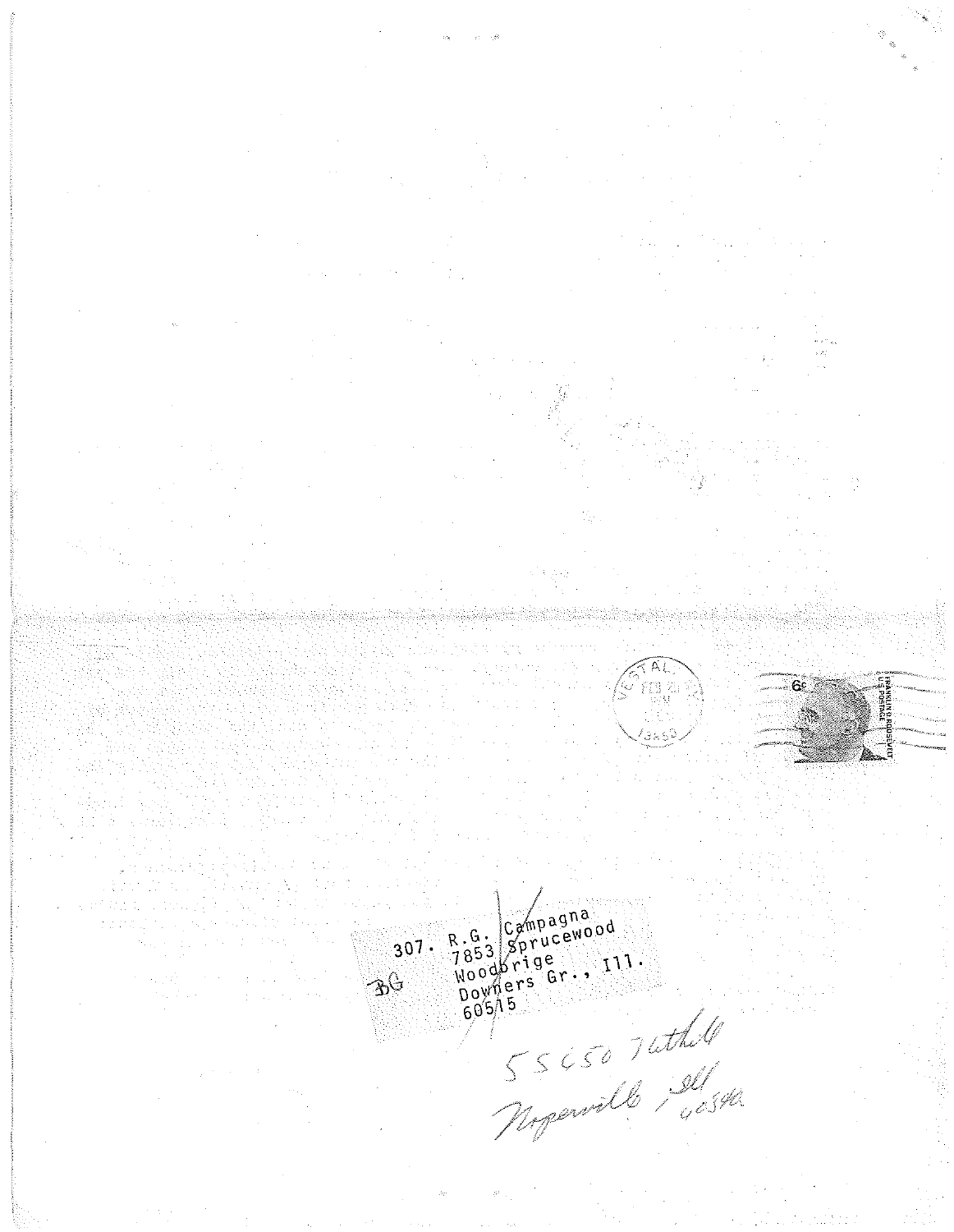VESTAL, N.Y.
FEB 21
PM
13850

6¢
FRANKLIN D. ROOSEVELT
US POSTAGE

307. R.G. Campagna
7853 Sprucewood
Woodbrige
Downers Gr., Ill.
60515

BG

5S650 Tuthill
Naperville, Ill
60540